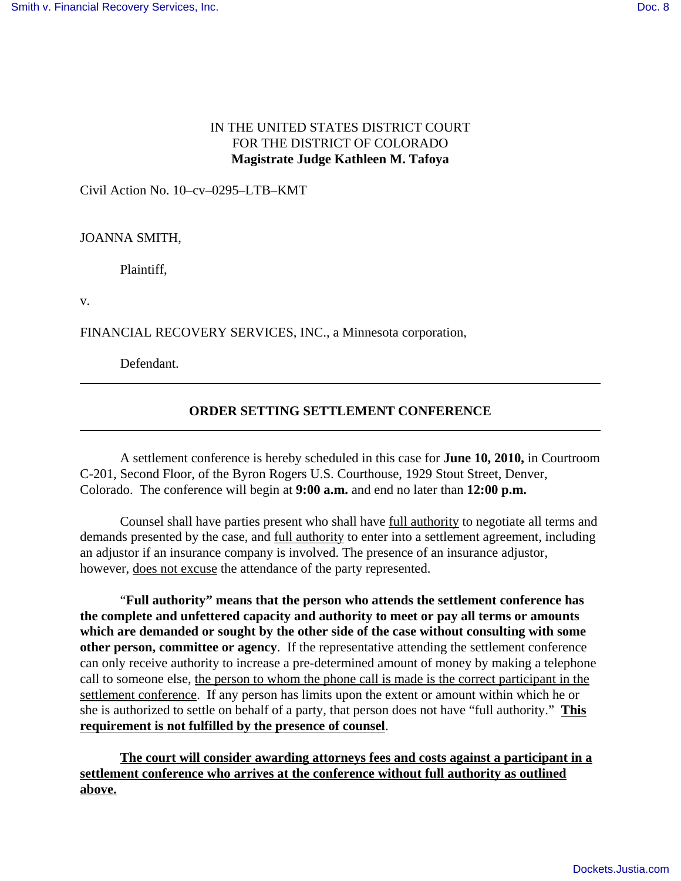IN THE UNITED STATES DISTRICT COURT
FOR THE DISTRICT OF COLORADO
**Magistrate Judge Kathleen M. Tafoya**

Civil Action No. 10–cv–0295–LTB–KMT

JOANNA SMITH,

Plaintiff,

v.

FINANCIAL RECOVERY SERVICES, INC., a Minnesota corporation,

Defendant.

---

## ORDER SETTING SETTLEMENT CONFERENCE

---

A settlement conference is hereby scheduled in this case for **June 10, 2010,** in Courtroom C-201, Second Floor, of the Byron Rogers U.S. Courthouse, 1929 Stout Street, Denver, Colorado. The conference will begin at **9:00 a.m.** and end no later than **12:00 p.m.**

Counsel shall have parties present who shall have full authority to negotiate all terms and demands presented by the case, and full authority to enter into a settlement agreement, including an adjustor if an insurance company is involved. The presence of an insurance adjustor, however, does not excuse the attendance of the party represented.

"**Full authority" means that the person who attends the settlement conference has the complete and unfettered capacity and authority to meet or pay all terms or amounts which are demanded or sought by the other side of the case without consulting with some other person, committee or agency**. If the representative attending the settlement conference can only receive authority to increase a pre-determined amount of money by making a telephone call to someone else, the person to whom the phone call is made is the correct participant in the settlement conference. If any person has limits upon the extent or amount within which he or she is authorized to settle on behalf of a party, that person does not have "full authority." **This requirement is not fulfilled by the presence of counsel**.

**The court will consider awarding attorneys fees and costs against a participant in a settlement conference who arrives at the conference without full authority as outlined above.**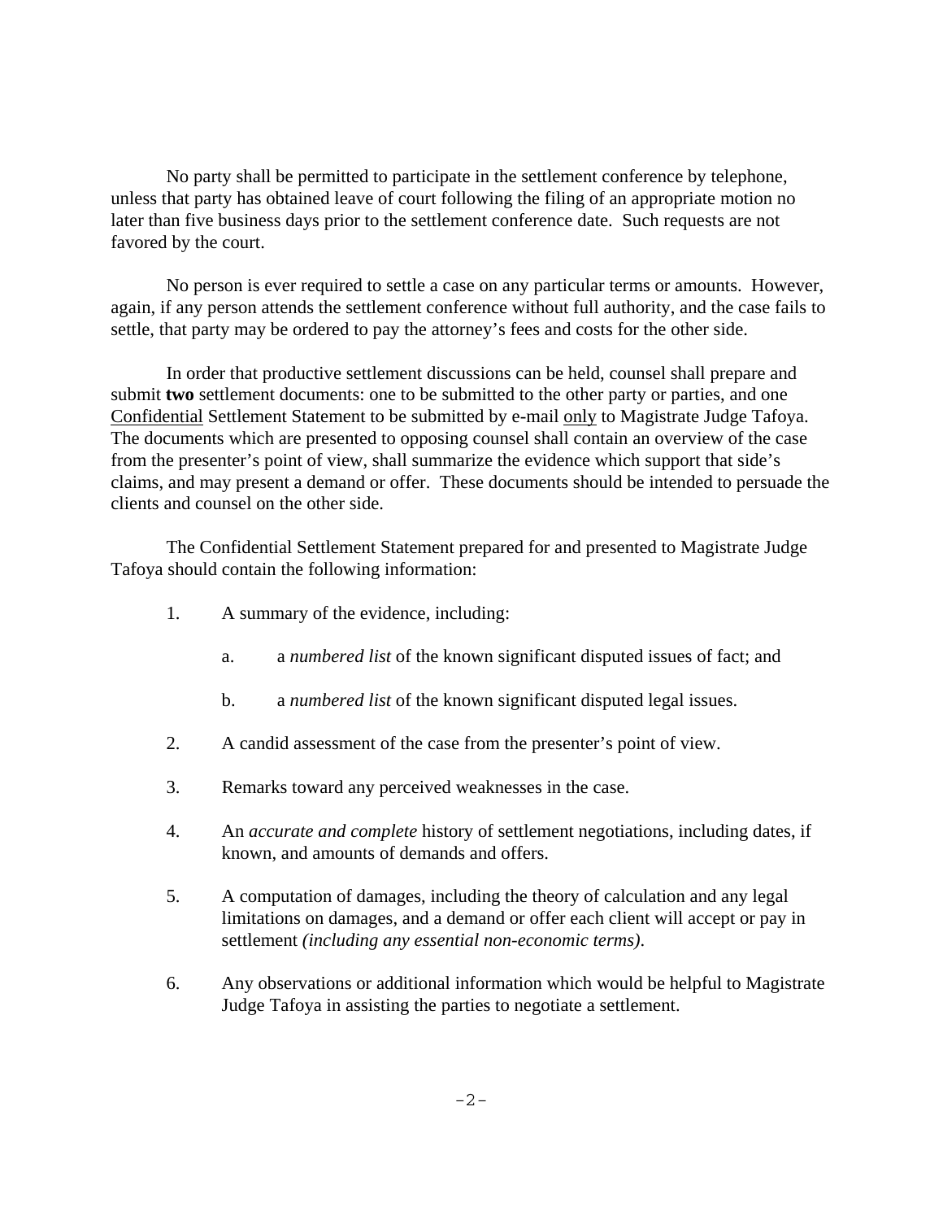No party shall be permitted to participate in the settlement conference by telephone, unless that party has obtained leave of court following the filing of an appropriate motion no later than five business days prior to the settlement conference date. Such requests are not favored by the court.

No person is ever required to settle a case on any particular terms or amounts. However, again, if any person attends the settlement conference without full authority, and the case fails to settle, that party may be ordered to pay the attorney's fees and costs for the other side.

In order that productive settlement discussions can be held, counsel shall prepare and submit **two** settlement documents: one to be submitted to the other party or parties, and one <u>Confidential</u> Settlement Statement to be submitted by e-mail <u>only</u> to Magistrate Judge Tafoya. The documents which are presented to opposing counsel shall contain an overview of the case from the presenter's point of view, shall summarize the evidence which support that side's claims, and may present a demand or offer. These documents should be intended to persuade the clients and counsel on the other side.

The Confidential Settlement Statement prepared for and presented to Magistrate Judge Tafoya should contain the following information:

1. A summary of the evidence, including:

    a. a *numbered list* of the known significant disputed issues of fact; and

    b. a *numbered list* of the known significant disputed legal issues.

2. A candid assessment of the case from the presenter's point of view.

3. Remarks toward any perceived weaknesses in the case.

4. An *accurate and complete* history of settlement negotiations, including dates, if known, and amounts of demands and offers.

5. A computation of damages, including the theory of calculation and any legal limitations on damages, and a demand or offer each client will accept or pay in settlement *(including any essential non-economic terms)*.

6. Any observations or additional information which would be helpful to Magistrate Judge Tafoya in assisting the parties to negotiate a settlement.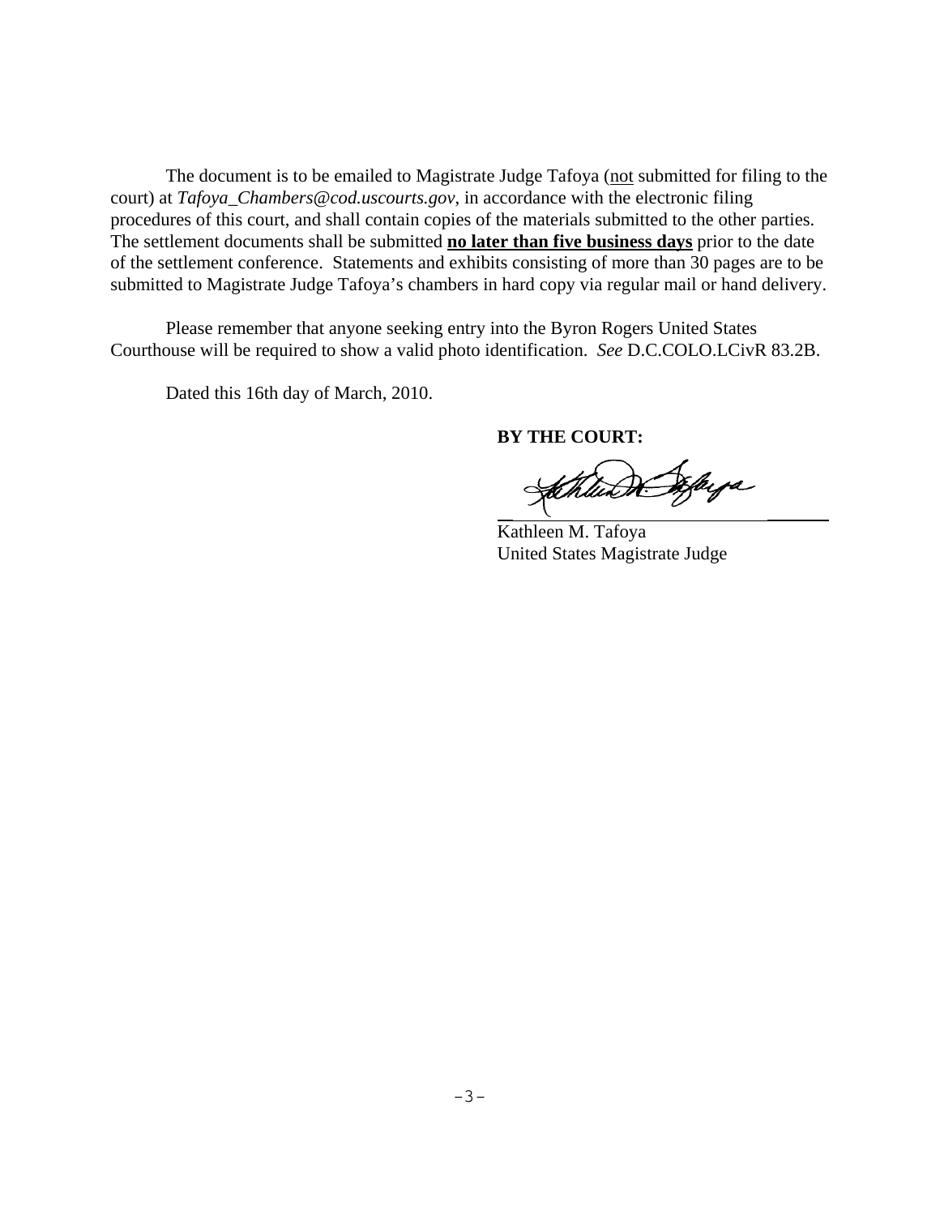The document is to be emailed to Magistrate Judge Tafoya (not submitted for filing to the court) at *Tafoya_Chambers@cod.uscourts.gov*, in accordance with the electronic filing procedures of this court, and shall contain copies of the materials submitted to the other parties. The settlement documents shall be submitted **no later than five business days** prior to the date of the settlement conference. Statements and exhibits consisting of more than 30 pages are to be submitted to Magistrate Judge Tafoya's chambers in hard copy via regular mail or hand delivery.

Please remember that anyone seeking entry into the Byron Rogers United States Courthouse will be required to show a valid photo identification. *See* D.C.COLO.LCivR 83.2B.

Dated this 16th day of March, 2010.

**BY THE COURT:**

Kathleen M. Tafoya
United States Magistrate Judge